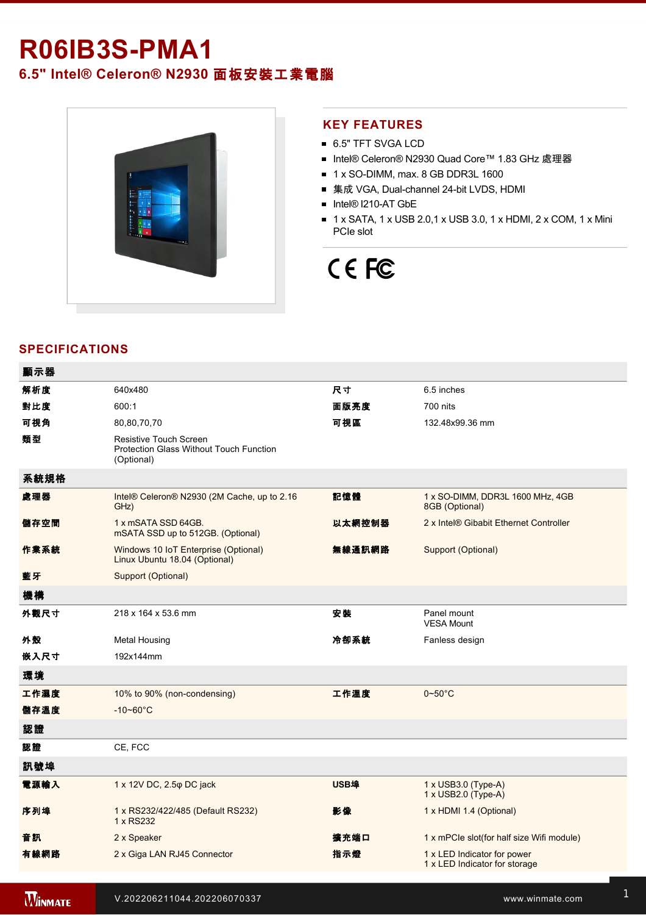# R06IB3S-PMA1

## 6.5" Intel® Celeron® N2930 面板安裝工業電腦

## KEY FEATURES

- 6.5" TFT SVGA LCD
- Intel® Celeron® N2930 Quad Core™ 1.83 GHz 處理器
- 1 x SO-DIMM, max. 8 GB DDR3L 1600
- 集成 VGA, Dual-channel 24-bit LVDS, HDMI
- Intel® I210-AT GbE
- 1 x SATA, 1 x USB 2.0,1 x USB 3.0, 1 x HDMI, 2 x COM, 1 x Mini PCIe slot

## SPECIFICATIONS

| 顯示器 | | | |
|---|---|---|---|
| 解析度 | 640x480 | 尺寸 | 6.5 inches |
| 對比度 | 600:1 | 面版亮度 | 700 nits |
| 可視角 | 80,80,70,70 | 可視區 | 132.48x99.36 mm |
| 類型 | Resistive Touch Screen<br>Protection Glass Without Touch Function (Optional) | | |
| **系統規格** | | | |
| 處理器 | Intel® Celeron® N2930 (2M Cache, up to 2.16 GHz) | 記憶體 | 1 x SO-DIMM, DDR3L 1600 MHz, 4GB<br>8GB (Optional) |
| 儲存空間 | 1 x mSATA SSD 64GB.<br>mSATA SSD up to 512GB. (Optional) | 以太網控制器 | 2 x Intel® Gibabit Ethernet Controller |
| 作業系統 | Windows 10 IoT Enterprise (Optional)<br>Linux Ubuntu 18.04 (Optional) | 無線通訊網路 | Support (Optional) |
| 藍牙 | Support (Optional) | | |
| **機構** | | | |
| 外觀尺寸 | 218 x 164 x 53.6 mm | 安裝 | Panel mount<br>VESA Mount |
| 外殼 | Metal Housing | 冷卻系統 | Fanless design |
| 嵌入尺寸 | 192x144mm | | |
| **環境** | | | |
| 工作濕度 | 10% to 90% (non-condensing) | 工作溫度 | 0~50°C |
| 儲存溫度 | -10~60°C | | |
| **認證** | | | |
| 認證 | CE, FCC | | |
| **訊號埠** | | | |
| 電源輸入 | 1 x 12V DC, 2.5φ DC jack | USB埠 | 1 x USB3.0 (Type-A)<br>1 x USB2.0 (Type-A) |
| 序列埠 | 1 x RS232/422/485 (Default RS232)<br>1 x RS232 | 影像 | 1 x HDMI 1.4 (Optional) |
| 音訊 | 2 x Speaker | 擴充端口 | 1 x mPCIe slot(for half size Wifi module) |
| 有線網路 | 2 x Giga LAN RJ45 Connector | 指示燈 | 1 x LED Indicator for power<br>1 x LED Indicator for storage |

V.202206211044.202206070337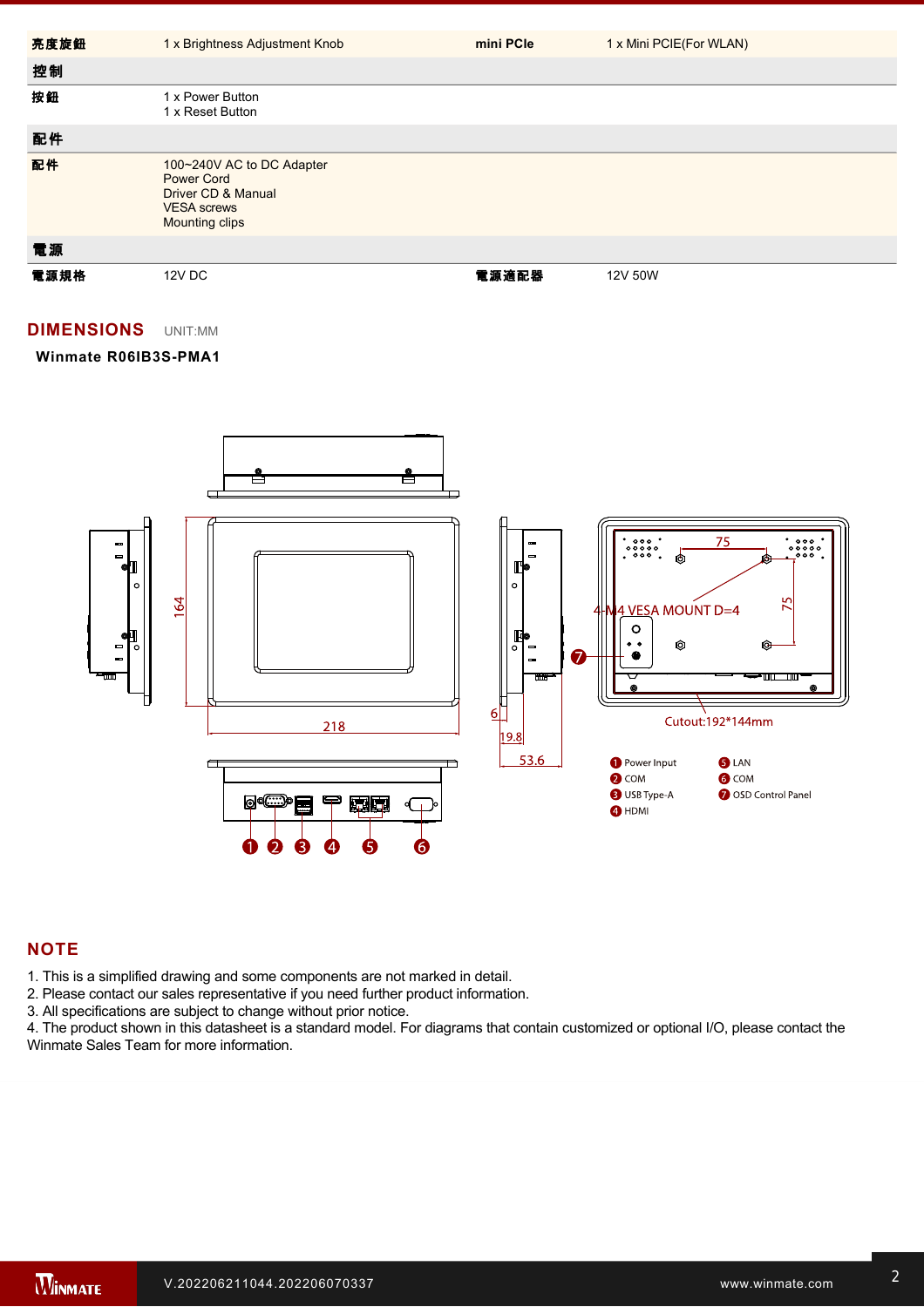| | | | |
|---|---|---|---|
| 亮度旋鈕 | 1 x Brightness Adjustment Knob | mini PCIe | 1 x Mini PCIE(For WLAN) |
| **控制** | | | |
| 按鈕 | 1 x Power Button<br>1 x Reset Button | | |
| **配件** | | | |
| 配件 | 100~240V AC to DC Adapter<br>Power Cord<br>Driver CD & Manual<br>VESA screws<br>Mounting clips | | |
| **電源** | | | |
| 電源規格 | 12V DC | 電源適配器 | 12V 50W |

## DIMENSIONS UNIT:MM

**Winmate R06IB3S-PMA1**

164
218
6
19.8
53.6
75
75
4-M4 VESA MOUNT D=4
Cutout:192*144mm

1 Power Input
2 COM
3 USB Type-A
4 HDMI
5 LAN
6 COM
7 OSD Control Panel

## NOTE

1. This is a simplified drawing and some components are not marked in detail.
2. Please contact our sales representative if you need further product information.
3. All specifications are subject to change without prior notice.
4. The product shown in this datasheet is a standard model. For diagrams that contain customized or optional I/O, please contact the Winmate Sales Team for more information.